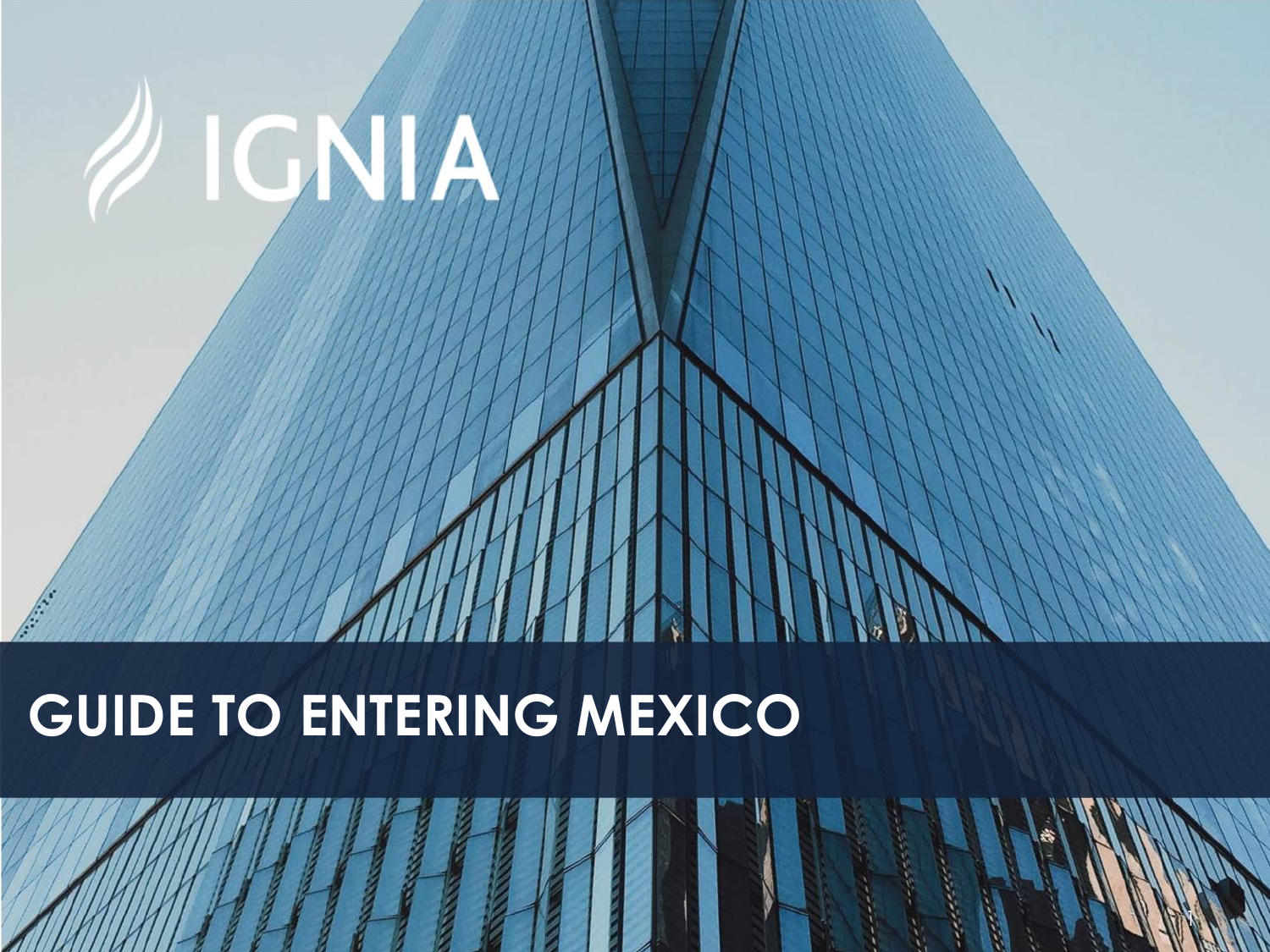IGNIA

# GUIDE TO ENTERING MEXICO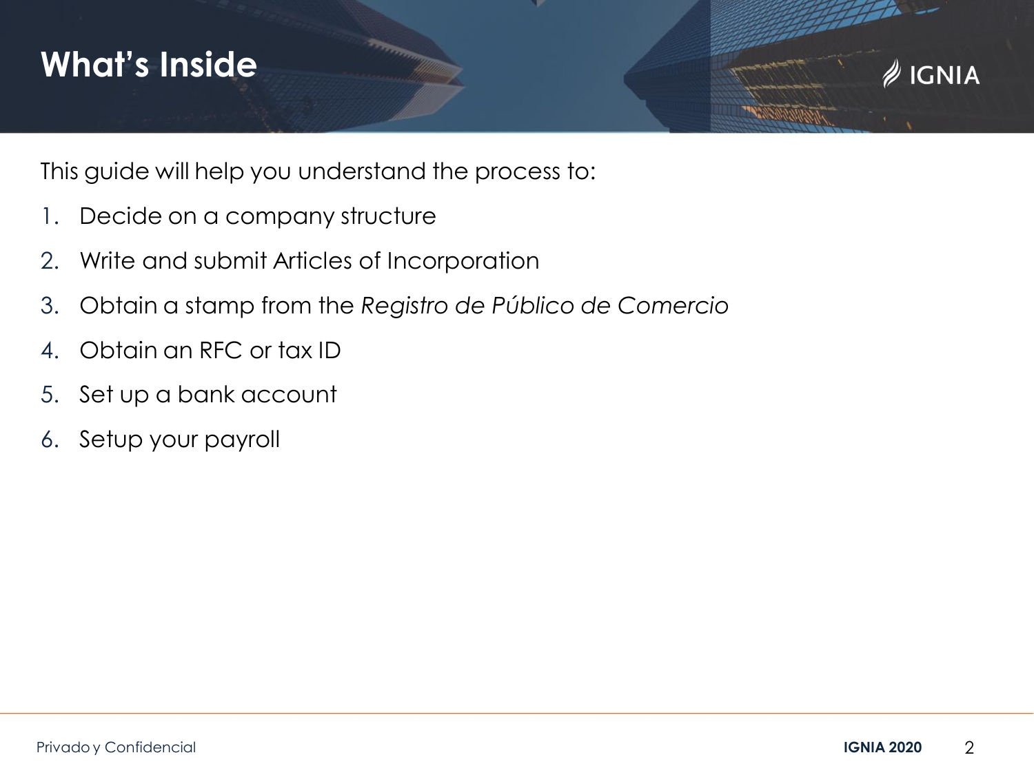# What's Inside

This guide will help you understand the process to:

1. Decide on a company structure
2. Write and submit Articles of Incorporation
3. Obtain a stamp from the *Registro de Público de Comercio*
4. Obtain an RFC or tax ID
5. Set up a bank account
6. Setup your payroll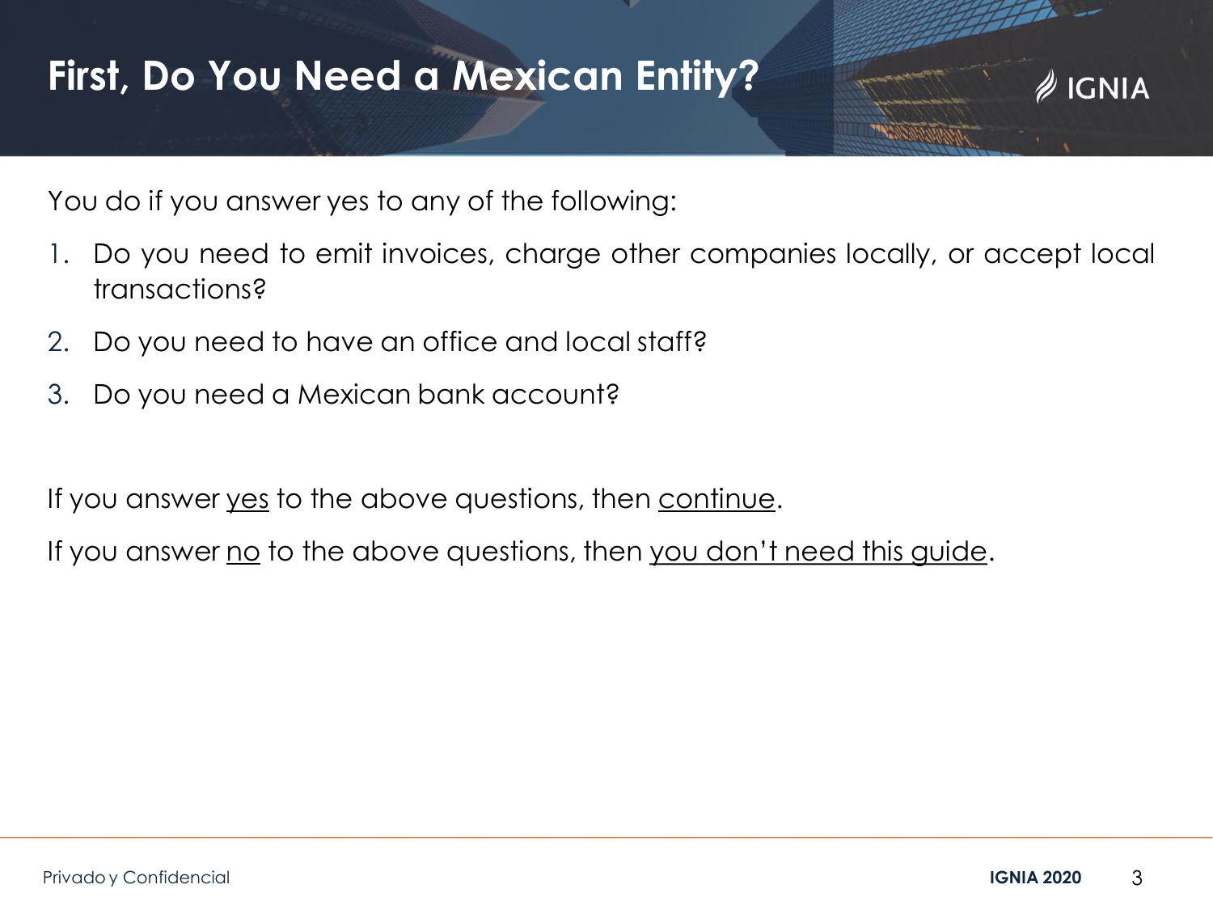# First, Do You Need a Mexican Entity?

You do if you answer yes to any of the following:

1. Do you need to emit invoices, charge other companies locally, or accept local transactions?
2. Do you need to have an office and local staff?
3. Do you need a Mexican bank account?

If you answer <u>yes</u> to the above questions, then <u>continue</u>.

If you answer <u>no</u> to the above questions, then <u>you don't need this guide</u>.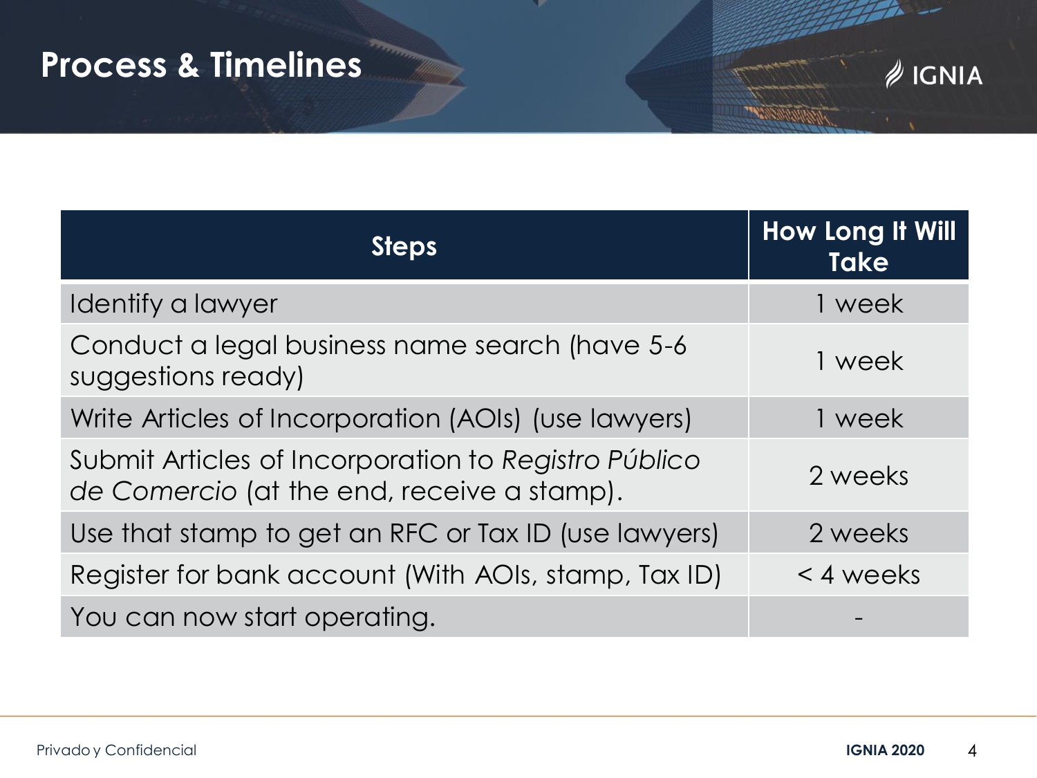# Process & Timelines

| Steps | How Long It Will Take |
|---|---|
| Identify a lawyer | 1 week |
| Conduct a legal business name search (have 5-6 suggestions ready) | 1 week |
| Write Articles of Incorporation (AOIs) (use lawyers) | 1 week |
| Submit Articles of Incorporation to *Registro Público de Comercio* (at the end, receive a stamp). | 2 weeks |
| Use that stamp to get an RFC or Tax ID (use lawyers) | 2 weeks |
| Register for bank account (With AOIs, stamp, Tax ID) | < 4 weeks |
| You can now start operating. | - |

Privado y Confidencial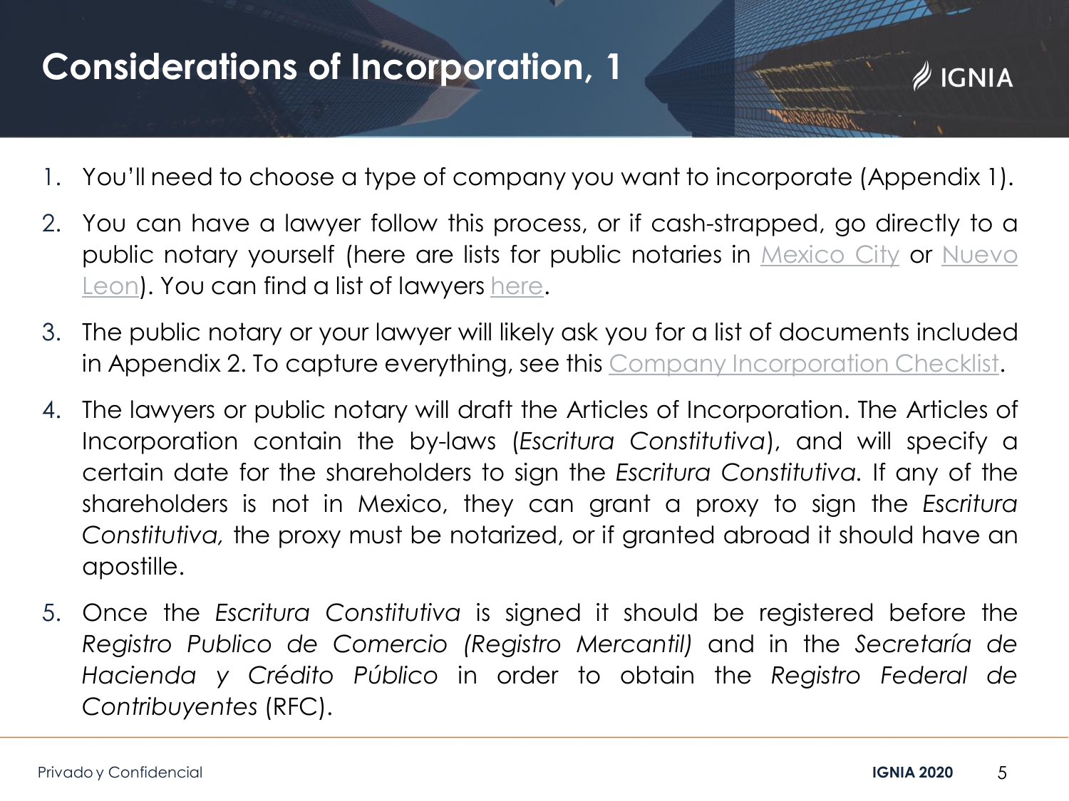# Considerations of Incorporation, 1

1. You'll need to choose a type of company you want to incorporate (Appendix 1).
2. You can have a lawyer follow this process, or if cash-strapped, go directly to a public notary yourself (here are lists for public notaries in Mexico City or Nuevo Leon). You can find a list of lawyers here.
3. The public notary or your lawyer will likely ask you for a list of documents included in Appendix 2. To capture everything, see this Company Incorporation Checklist.
4. The lawyers or public notary will draft the Articles of Incorporation. The Articles of Incorporation contain the by-laws (*Escritura Constitutiva*), and will specify a certain date for the shareholders to sign the *Escritura Constitutiva*. If any of the shareholders is not in Mexico, they can grant a proxy to sign the *Escritura Constitutiva,* the proxy must be notarized, or if granted abroad it should have an apostille.
5. Once the *Escritura Constitutiva* is signed it should be registered before the *Registro Publico de Comercio (Registro Mercantil)* and in the *Secretaría de Hacienda y Crédito Público* in order to obtain the *Registro Federal de Contribuyentes* (RFC).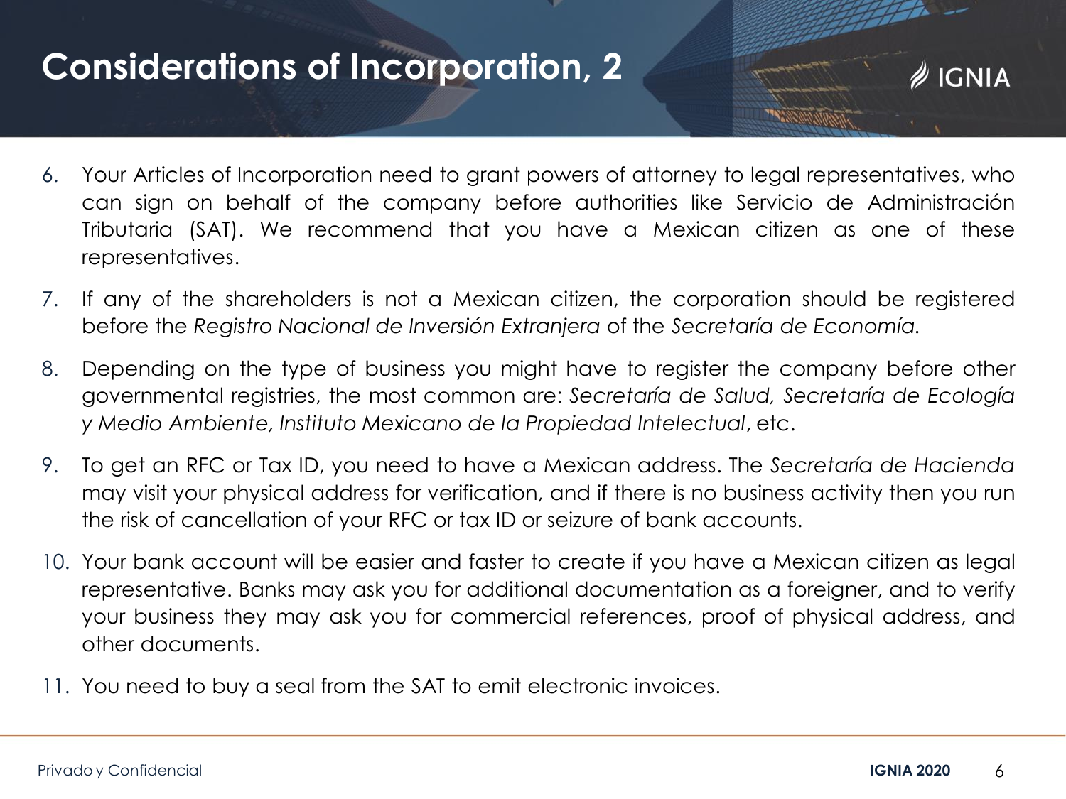# Considerations of Incorporation, 2

6. Your Articles of Incorporation need to grant powers of attorney to legal representatives, who can sign on behalf of the company before authorities like Servicio de Administración Tributaria (SAT). We recommend that you have a Mexican citizen as one of these representatives.
7. If any of the shareholders is not a Mexican citizen, the corporation should be registered before the *Registro Nacional de Inversión Extranjera* of the *Secretaría de Economía.*
8. Depending on the type of business you might have to register the company before other governmental registries, the most common are: *Secretaría de Salud, Secretaría de Ecología y Medio Ambiente, Instituto Mexicano de la Propiedad Intelectual*, etc.
9. To get an RFC or Tax ID, you need to have a Mexican address. The *Secretaría de Hacienda* may visit your physical address for verification, and if there is no business activity then you run the risk of cancellation of your RFC or tax ID or seizure of bank accounts.
10. Your bank account will be easier and faster to create if you have a Mexican citizen as legal representative. Banks may ask you for additional documentation as a foreigner, and to verify your business they may ask you for commercial references, proof of physical address, and other documents.
11. You need to buy a seal from the SAT to emit electronic invoices.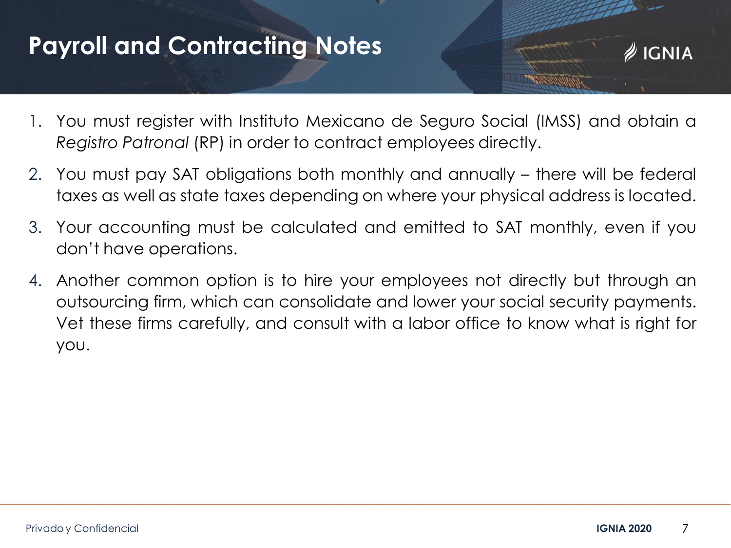# Payroll and Contracting Notes

1. You must register with Instituto Mexicano de Seguro Social (IMSS) and obtain a *Registro Patronal* (RP) in order to contract employees directly.
2. You must pay SAT obligations both monthly and annually – there will be federal taxes as well as state taxes depending on where your physical address is located.
3. Your accounting must be calculated and emitted to SAT monthly, even if you don't have operations.
4. Another common option is to hire your employees not directly but through an outsourcing firm, which can consolidate and lower your social security payments. Vet these firms carefully, and consult with a labor office to know what is right for you.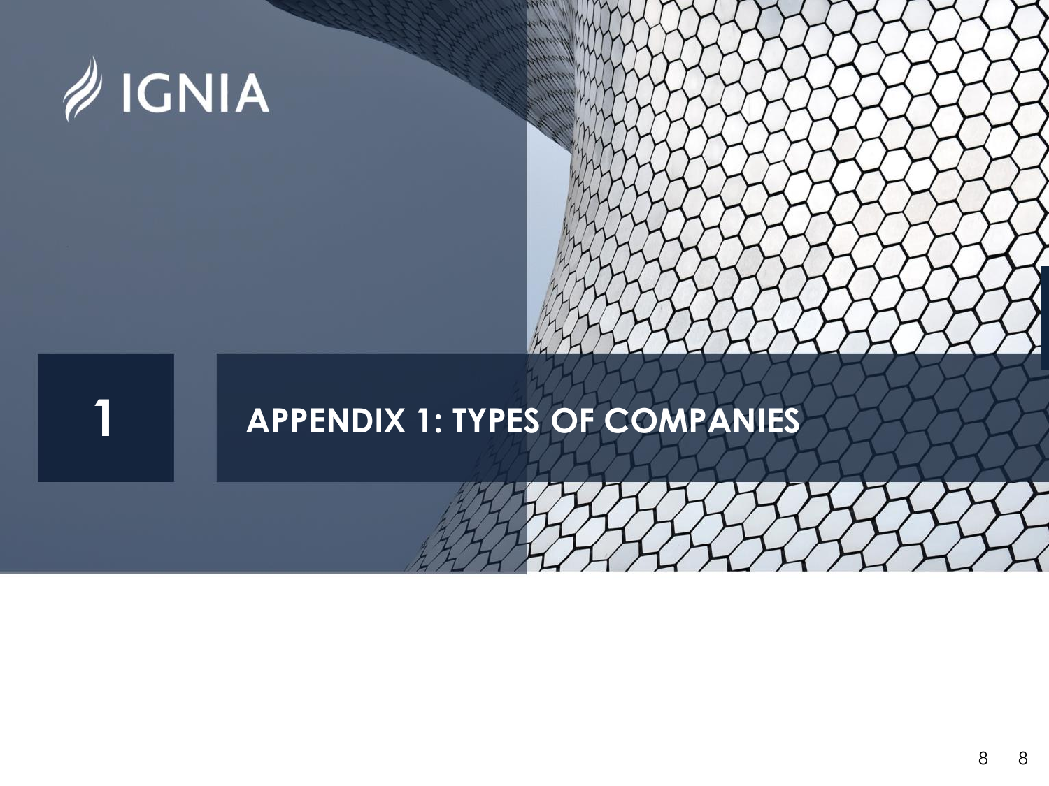IGNIA

# 1 APPENDIX 1: TYPES OF COMPANIES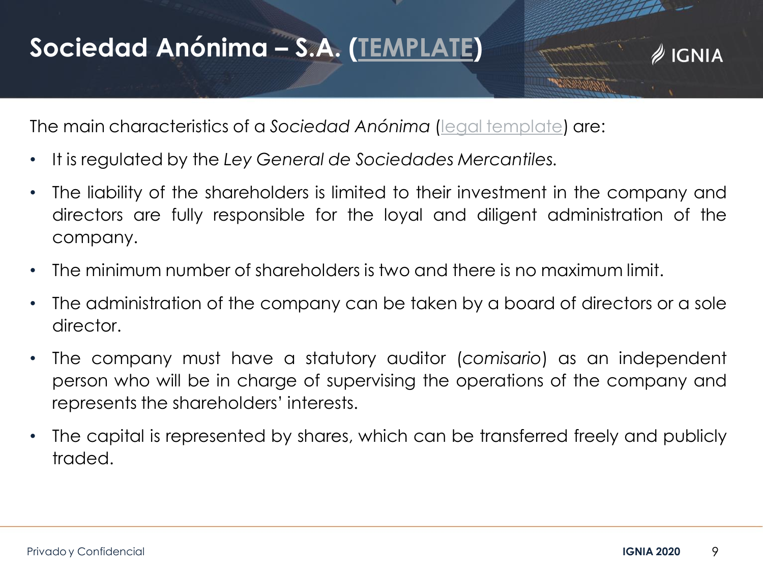# Sociedad Anónima – S.A. (TEMPLATE)

The main characteristics of a *Sociedad Anónima* (legal template) are:

- It is regulated by the *Ley General de Sociedades Mercantiles.*
- The liability of the shareholders is limited to their investment in the company and directors are fully responsible for the loyal and diligent administration of the company.
- The minimum number of shareholders is two and there is no maximum limit.
- The administration of the company can be taken by a board of directors or a sole director.
- The company must have a statutory auditor (*comisario*) as an independent person who will be in charge of supervising the operations of the company and represents the shareholders' interests.
- The capital is represented by shares, which can be transferred freely and publicly traded.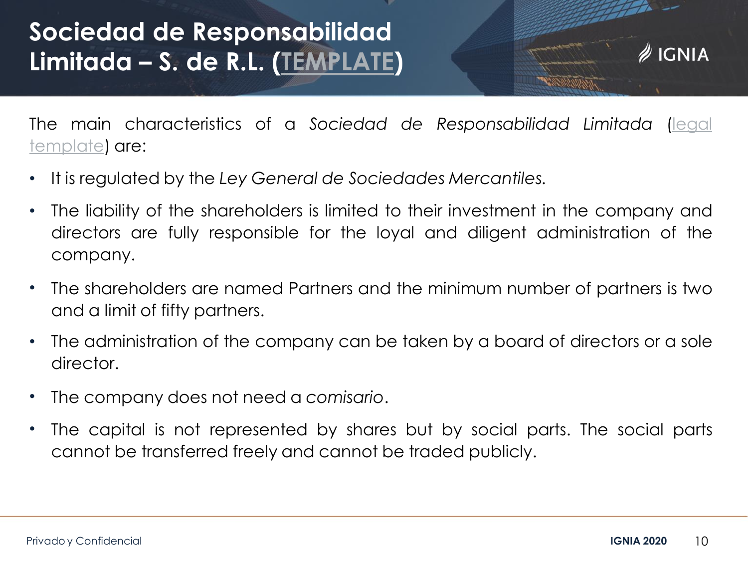# Sociedad de Responsabilidad Limitada – S. de R.L. (TEMPLATE)

The main characteristics of a *Sociedad de Responsabilidad Limitada* (legal template) are:

- It is regulated by the *Ley General de Sociedades Mercantiles.*
- The liability of the shareholders is limited to their investment in the company and directors are fully responsible for the loyal and diligent administration of the company.
- The shareholders are named Partners and the minimum number of partners is two and a limit of fifty partners.
- The administration of the company can be taken by a board of directors or a sole director.
- The company does not need a *comisario*.
- The capital is not represented by shares but by social parts. The social parts cannot be transferred freely and cannot be traded publicly.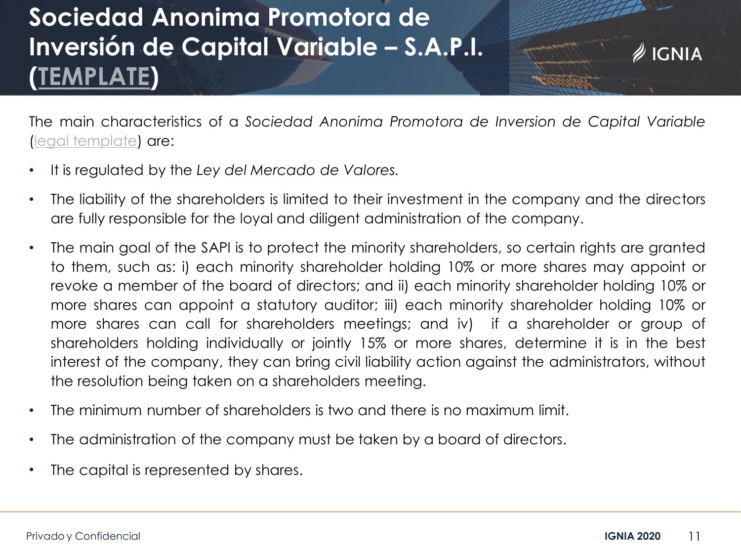# Sociedad Anonima Promotora de Inversión de Capital Variable – S.A.P.I. (TEMPLATE)

The main characteristics of a *Sociedad Anonima Promotora de Inversion de Capital Variable* (legal template) are:

- It is regulated by the *Ley del Mercado de Valores.*
- The liability of the shareholders is limited to their investment in the company and the directors are fully responsible for the loyal and diligent administration of the company.
- The main goal of the SAPI is to protect the minority shareholders, so certain rights are granted to them, such as: i) each minority shareholder holding 10% or more shares may appoint or revoke a member of the board of directors; and ii) each minority shareholder holding 10% or more shares can appoint a statutory auditor; iii) each minority shareholder holding 10% or more shares can call for shareholders meetings; and iv) if a shareholder or group of shareholders holding individually or jointly 15% or more shares, determine it is in the best interest of the company, they can bring civil liability action against the administrators, without the resolution being taken on a shareholders meeting.
- The minimum number of shareholders is two and there is no maximum limit.
- The administration of the company must be taken by a board of directors.
- The capital is represented by shares.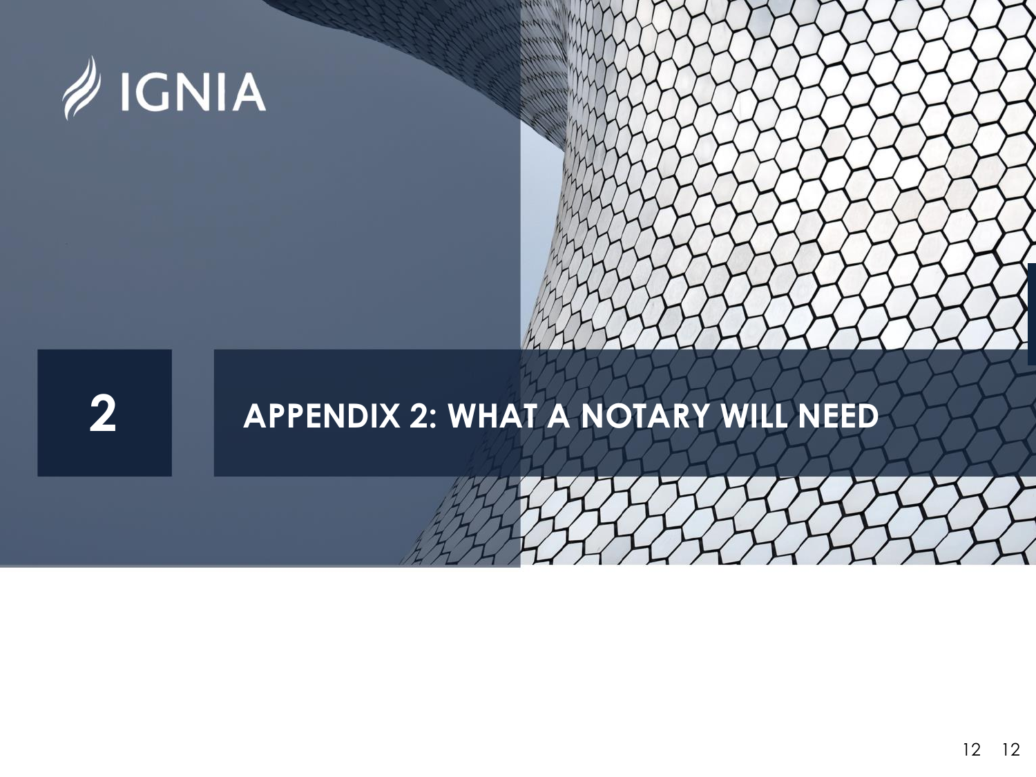IGNIA

# 2 APPENDIX 2: WHAT A NOTARY WILL NEED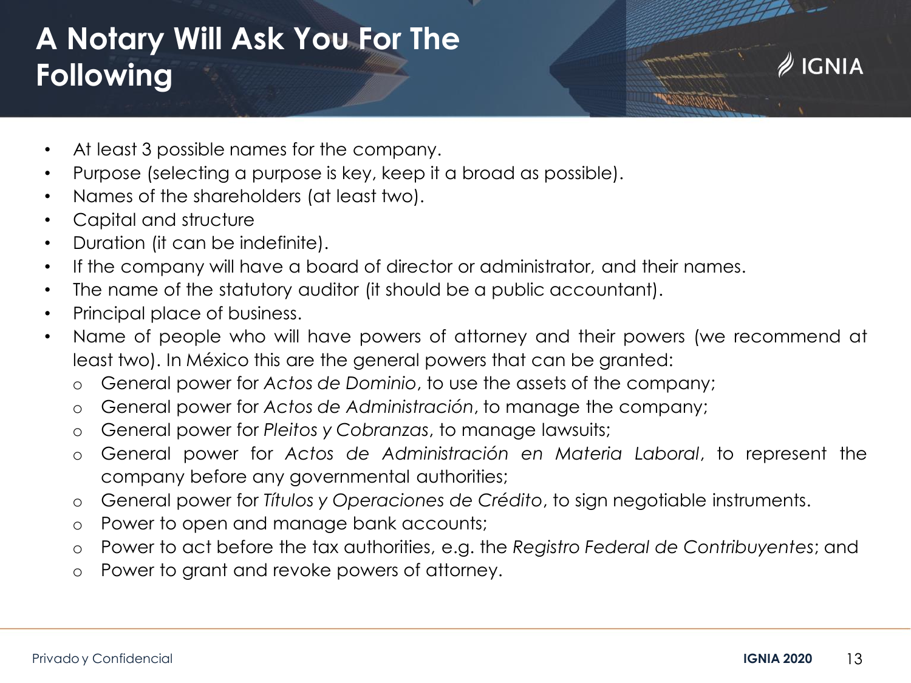# A Notary Will Ask You For The Following

- At least 3 possible names for the company.
- Purpose (selecting a purpose is key, keep it a broad as possible).
- Names of the shareholders (at least two).
- Capital and structure
- Duration (it can be indefinite).
- If the company will have a board of director or administrator, and their names.
- The name of the statutory auditor (it should be a public accountant).
- Principal place of business.
- Name of people who will have powers of attorney and their powers (we recommend at least two). In México this are the general powers that can be granted:
  - General power for *Actos de Dominio*, to use the assets of the company;
  - General power for *Actos de Administración*, to manage the company;
  - General power for *Pleitos y Cobranzas*, to manage lawsuits;
  - General power for *Actos de Administración en Materia Laboral*, to represent the company before any governmental authorities;
  - General power for *Títulos y Operaciones de Crédito*, to sign negotiable instruments.
  - Power to open and manage bank accounts;
  - Power to act before the tax authorities, e.g. the *Registro Federal de Contribuyentes*; and
  - Power to grant and revoke powers of attorney.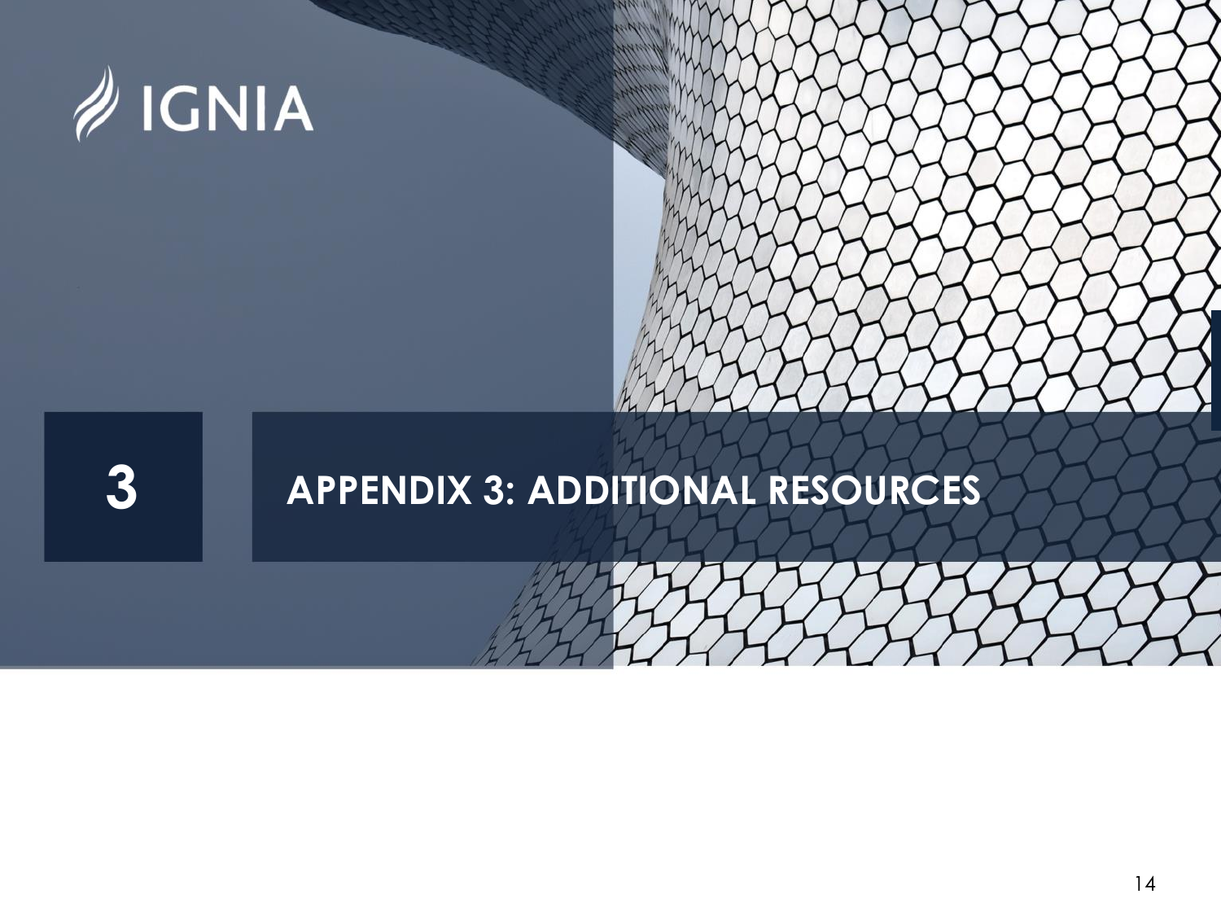IGNIA

# 3 APPENDIX 3: ADDITIONAL RESOURCES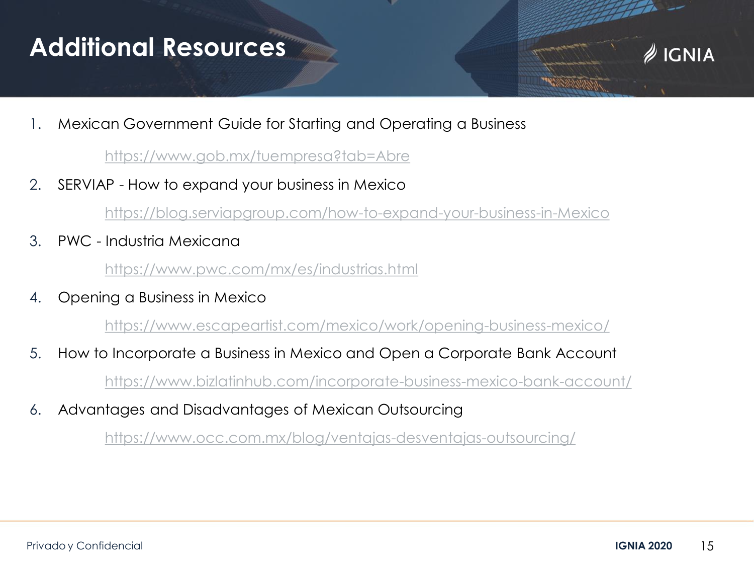# Additional Resources

1. Mexican Government Guide for Starting and Operating a Business

   https://www.gob.mx/tuempresa?tab=Abre

2. SERVIAP - How to expand your business in Mexico

   https://blog.serviapgroup.com/how-to-expand-your-business-in-Mexico

3. PWC - Industria Mexicana

   https://www.pwc.com/mx/es/industrias.html

4. Opening a Business in Mexico

   https://www.escapeartist.com/mexico/work/opening-business-mexico/

5. How to Incorporate a Business in Mexico and Open a Corporate Bank Account

   https://www.bizlatinhub.com/incorporate-business-mexico-bank-account/

6. Advantages and Disadvantages of Mexican Outsourcing

   https://www.occ.com.mx/blog/ventajas-desventajas-outsourcing/